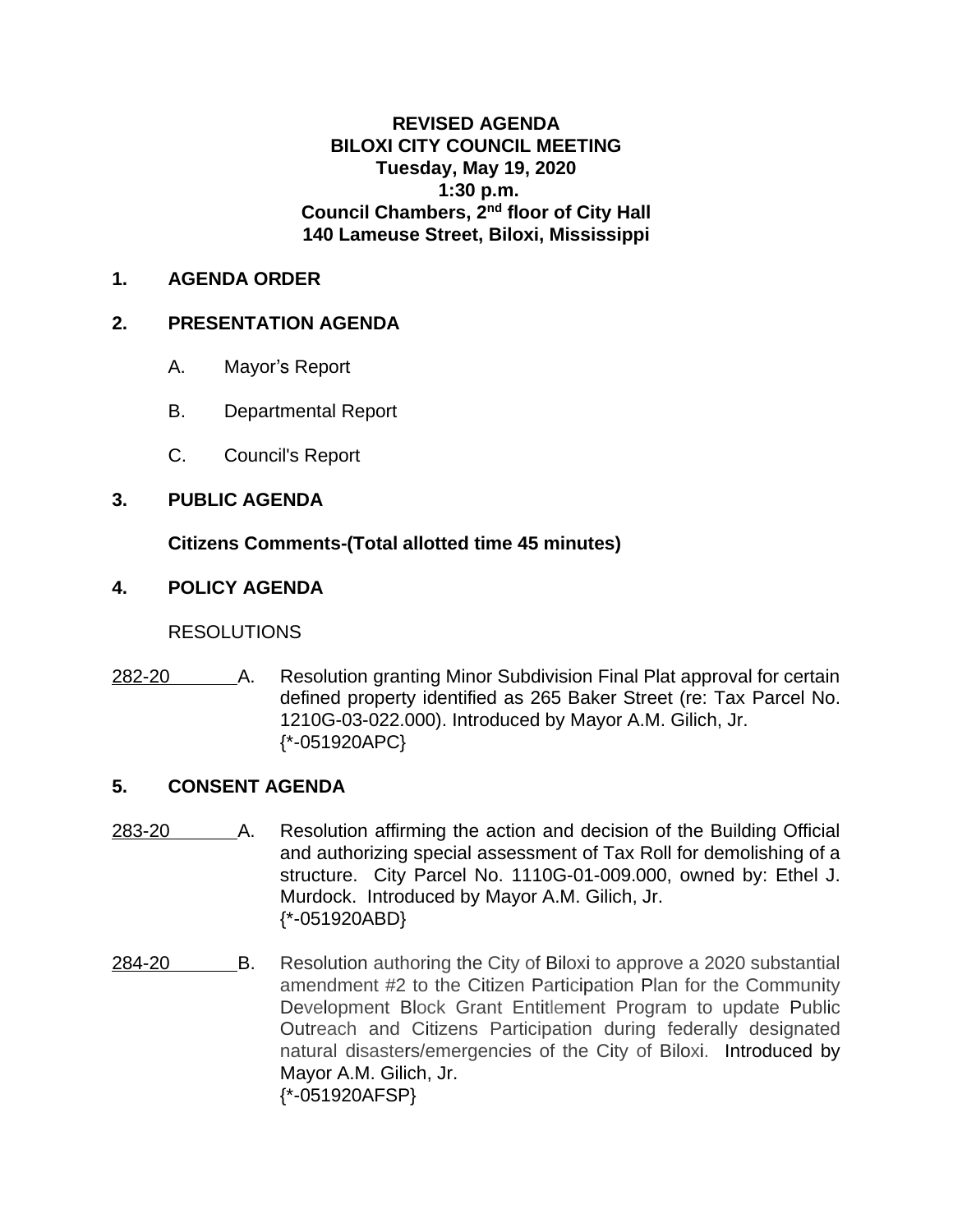**REVISED AGENDA**
**BILOXI CITY COUNCIL MEETING**
**Tuesday, May 19, 2020**
**1:30 p.m.**
**Council Chambers, 2nd floor of City Hall**
**140 Lameuse Street, Biloxi, Mississippi**

## 1. AGENDA ORDER

## 2. PRESENTATION AGENDA

A. Mayor's Report

B. Departmental Report

C. Council's Report

## 3. PUBLIC AGENDA

**Citizens Comments-(Total allotted time 45 minutes)**

## 4. POLICY AGENDA

RESOLUTIONS

282-20 A. Resolution granting Minor Subdivision Final Plat approval for certain defined property identified as 265 Baker Street (re: Tax Parcel No. 1210G-03-022.000). Introduced by Mayor A.M. Gilich, Jr. {*-051920APC}

## 5. CONSENT AGENDA

283-20 A. Resolution affirming the action and decision of the Building Official and authorizing special assessment of Tax Roll for demolishing of a structure. City Parcel No. 1110G-01-009.000, owned by: Ethel J. Murdock. Introduced by Mayor A.M. Gilich, Jr. {*-051920ABD}

284-20 B. Resolution authoring the City of Biloxi to approve a 2020 substantial amendment #2 to the Citizen Participation Plan for the Community Development Block Grant Entitlement Program to update Public Outreach and Citizens Participation during federally designated natural disasters/emergencies of the City of Biloxi. Introduced by Mayor A.M. Gilich, Jr. {*-051920AFSP}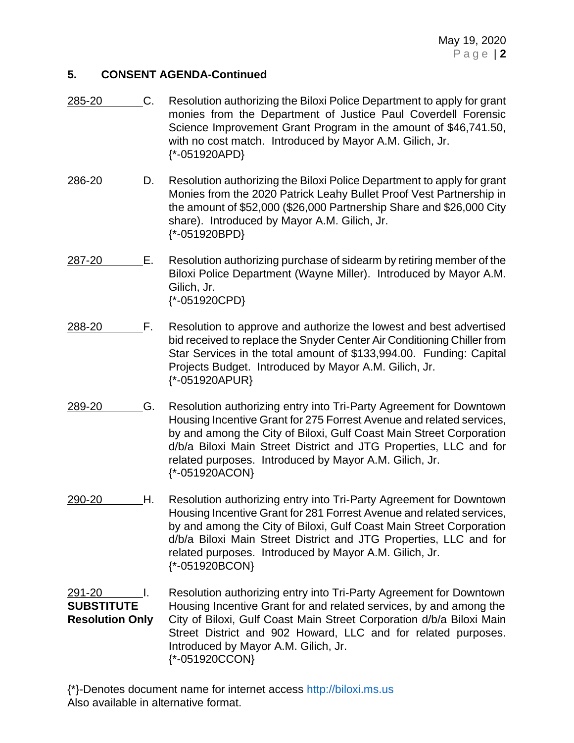## 5. CONSENT AGENDA-Continued

285-20 C. Resolution authorizing the Biloxi Police Department to apply for grant monies from the Department of Justice Paul Coverdell Forensic Science Improvement Grant Program in the amount of $46,741.50, with no cost match. Introduced by Mayor A.M. Gilich, Jr.
{*-051920APD}

286-20 D. Resolution authorizing the Biloxi Police Department to apply for grant Monies from the 2020 Patrick Leahy Bullet Proof Vest Partnership in the amount of $52,000 ($26,000 Partnership Share and $26,000 City share). Introduced by Mayor A.M. Gilich, Jr.
{*-051920BPD}

287-20 E. Resolution authorizing purchase of sidearm by retiring member of the Biloxi Police Department (Wayne Miller). Introduced by Mayor A.M. Gilich, Jr.
{*-051920CPD}

288-20 F. Resolution to approve and authorize the lowest and best advertised bid received to replace the Snyder Center Air Conditioning Chiller from Star Services in the total amount of $133,994.00. Funding: Capital Projects Budget. Introduced by Mayor A.M. Gilich, Jr.
{*-051920APUR}

289-20 G. Resolution authorizing entry into Tri-Party Agreement for Downtown Housing Incentive Grant for 275 Forrest Avenue and related services, by and among the City of Biloxi, Gulf Coast Main Street Corporation d/b/a Biloxi Main Street District and JTG Properties, LLC and for related purposes. Introduced by Mayor A.M. Gilich, Jr.
{*-051920ACON}

290-20 H. Resolution authorizing entry into Tri-Party Agreement for Downtown Housing Incentive Grant for 281 Forrest Avenue and related services, by and among the City of Biloxi, Gulf Coast Main Street Corporation d/b/a Biloxi Main Street District and JTG Properties, LLC and for related purposes. Introduced by Mayor A.M. Gilich, Jr.
{*-051920BCON}

291-20 I.
**SUBSTITUTE Resolution Only**
Resolution authorizing entry into Tri-Party Agreement for Downtown Housing Incentive Grant for and related services, by and among the City of Biloxi, Gulf Coast Main Street Corporation d/b/a Biloxi Main Street District and 902 Howard, LLC and for related purposes. Introduced by Mayor A.M. Gilich, Jr.
{*-051920CCON}

{*}-Denotes document name for internet access http://biloxi.ms.us
Also available in alternative format.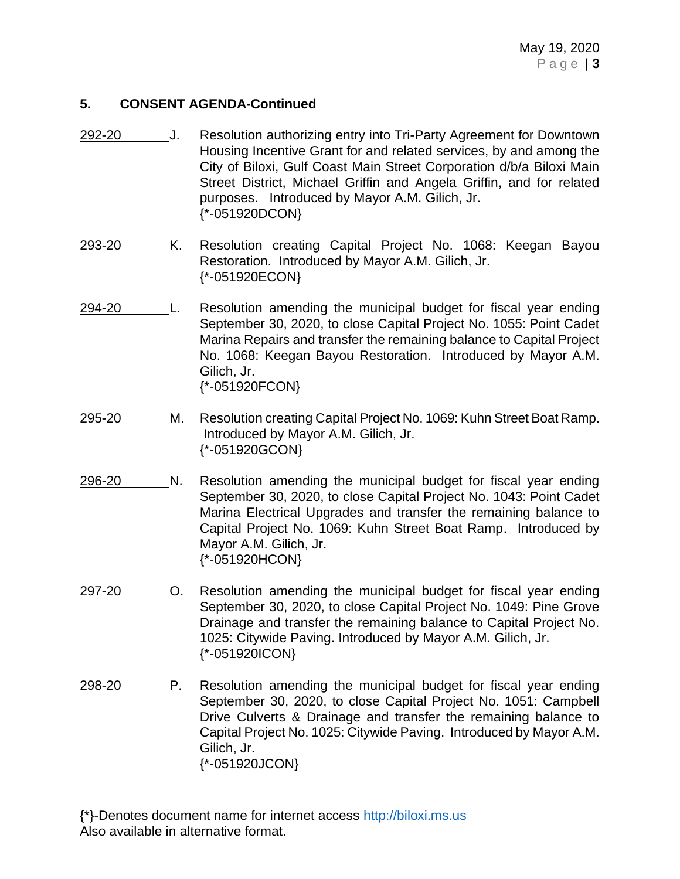### 5. CONSENT AGENDA-Continued

292-20 J. Resolution authorizing entry into Tri-Party Agreement for Downtown Housing Incentive Grant for and related services, by and among the City of Biloxi, Gulf Coast Main Street Corporation d/b/a Biloxi Main Street District, Michael Griffin and Angela Griffin, and for related purposes. Introduced by Mayor A.M. Gilich, Jr.
{*-051920DCON}

293-20 K. Resolution creating Capital Project No. 1068: Keegan Bayou Restoration. Introduced by Mayor A.M. Gilich, Jr.
{*-051920ECON}

294-20 L. Resolution amending the municipal budget for fiscal year ending September 30, 2020, to close Capital Project No. 1055: Point Cadet Marina Repairs and transfer the remaining balance to Capital Project No. 1068: Keegan Bayou Restoration. Introduced by Mayor A.M. Gilich, Jr.
{*-051920FCON}

295-20 M. Resolution creating Capital Project No. 1069: Kuhn Street Boat Ramp. Introduced by Mayor A.M. Gilich, Jr.
{*-051920GCON}

296-20 N. Resolution amending the municipal budget for fiscal year ending September 30, 2020, to close Capital Project No. 1043: Point Cadet Marina Electrical Upgrades and transfer the remaining balance to Capital Project No. 1069: Kuhn Street Boat Ramp. Introduced by Mayor A.M. Gilich, Jr.
{*-051920HCON}

297-20 O. Resolution amending the municipal budget for fiscal year ending September 30, 2020, to close Capital Project No. 1049: Pine Grove Drainage and transfer the remaining balance to Capital Project No. 1025: Citywide Paving. Introduced by Mayor A.M. Gilich, Jr.
{*-051920ICON}

298-20 P. Resolution amending the municipal budget for fiscal year ending September 30, 2020, to close Capital Project No. 1051: Campbell Drive Culverts & Drainage and transfer the remaining balance to Capital Project No. 1025: Citywide Paving. Introduced by Mayor A.M. Gilich, Jr.
{*-051920JCON}

{*}-Denotes document name for internet access http://biloxi.ms.us
Also available in alternative format.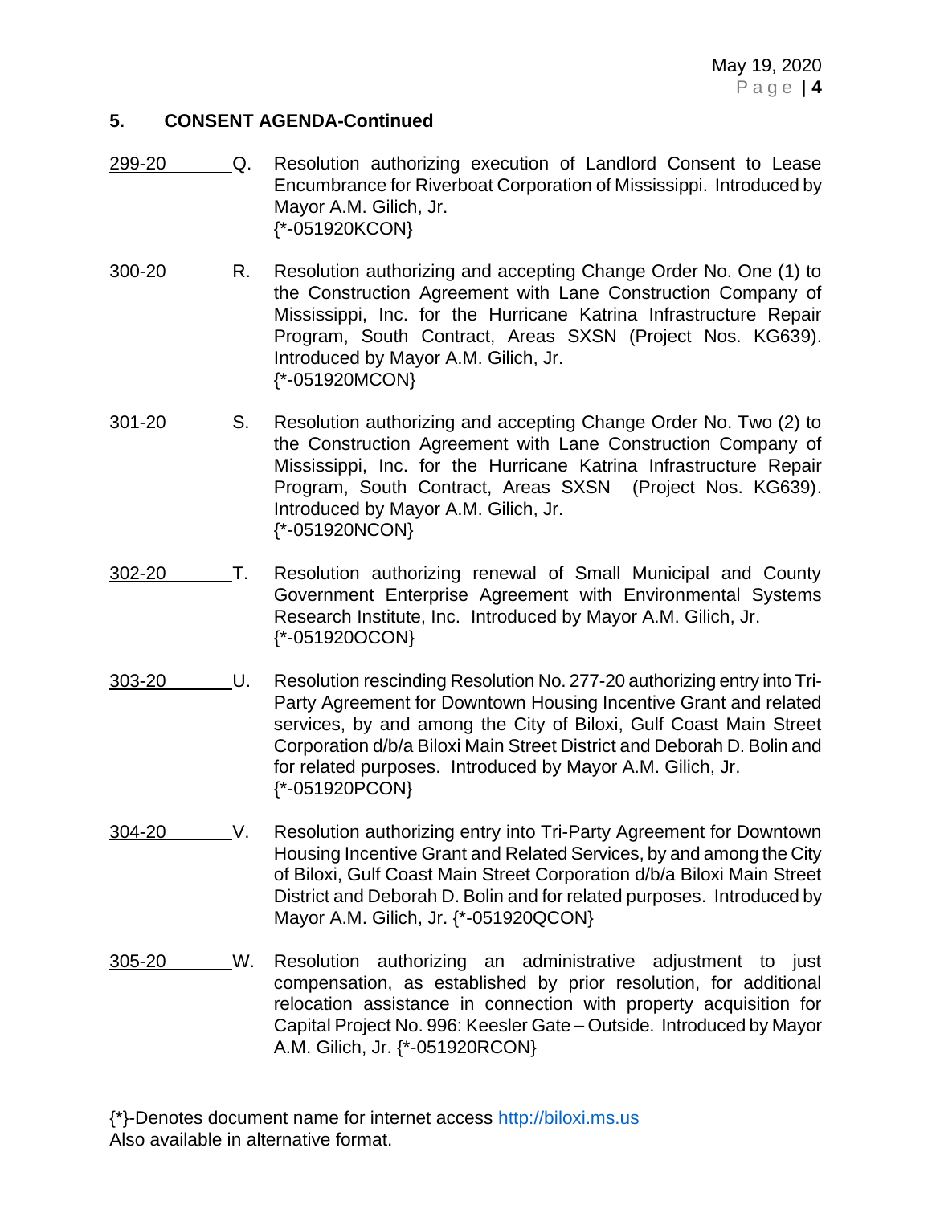## 5. CONSENT AGENDA-Continued

299-20 Q. Resolution authorizing execution of Landlord Consent to Lease Encumbrance for Riverboat Corporation of Mississippi. Introduced by Mayor A.M. Gilich, Jr.
{*-051920KCON}

300-20 R. Resolution authorizing and accepting Change Order No. One (1) to the Construction Agreement with Lane Construction Company of Mississippi, Inc. for the Hurricane Katrina Infrastructure Repair Program, South Contract, Areas SXSN (Project Nos. KG639). Introduced by Mayor A.M. Gilich, Jr.
{*-051920MCON}

301-20 S. Resolution authorizing and accepting Change Order No. Two (2) to the Construction Agreement with Lane Construction Company of Mississippi, Inc. for the Hurricane Katrina Infrastructure Repair Program, South Contract, Areas SXSN (Project Nos. KG639). Introduced by Mayor A.M. Gilich, Jr.
{*-051920NCON}

302-20 T. Resolution authorizing renewal of Small Municipal and County Government Enterprise Agreement with Environmental Systems Research Institute, Inc. Introduced by Mayor A.M. Gilich, Jr.
{*-051920OCON}

303-20 U. Resolution rescinding Resolution No. 277-20 authorizing entry into Tri-Party Agreement for Downtown Housing Incentive Grant and related services, by and among the City of Biloxi, Gulf Coast Main Street Corporation d/b/a Biloxi Main Street District and Deborah D. Bolin and for related purposes. Introduced by Mayor A.M. Gilich, Jr.
{*-051920PCON}

304-20 V. Resolution authorizing entry into Tri-Party Agreement for Downtown Housing Incentive Grant and Related Services, by and among the City of Biloxi, Gulf Coast Main Street Corporation d/b/a Biloxi Main Street District and Deborah D. Bolin and for related purposes. Introduced by Mayor A.M. Gilich, Jr. {*-051920QCON}

305-20 W. Resolution authorizing an administrative adjustment to just compensation, as established by prior resolution, for additional relocation assistance in connection with property acquisition for Capital Project No. 996: Keesler Gate – Outside. Introduced by Mayor A.M. Gilich, Jr. {*-051920RCON}

{*}-Denotes document name for internet access http://biloxi.ms.us
Also available in alternative format.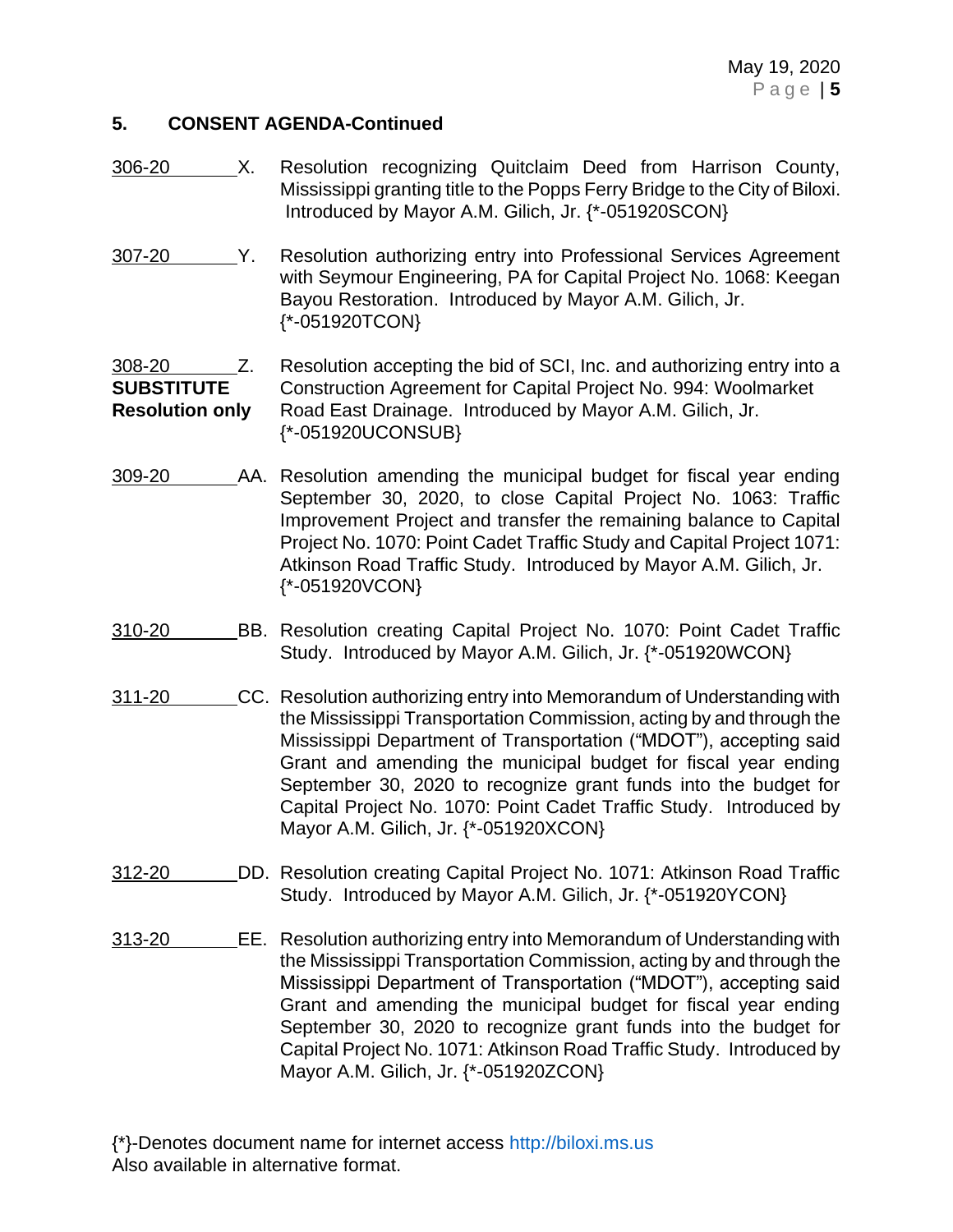## 5. CONSENT AGENDA-Continued

306-20 X. Resolution recognizing Quitclaim Deed from Harrison County, Mississippi granting title to the Popps Ferry Bridge to the City of Biloxi. Introduced by Mayor A.M. Gilich, Jr. {*-051920SCON}

307-20 Y. Resolution authorizing entry into Professional Services Agreement with Seymour Engineering, PA for Capital Project No. 1068: Keegan Bayou Restoration. Introduced by Mayor A.M. Gilich, Jr. {*-051920TCON}

308-20 **SUBSTITUTE Resolution only** Z. Resolution accepting the bid of SCI, Inc. and authorizing entry into a Construction Agreement for Capital Project No. 994: Woolmarket Road East Drainage. Introduced by Mayor A.M. Gilich, Jr. {*-051920UCONSUB}

309-20 AA. Resolution amending the municipal budget for fiscal year ending September 30, 2020, to close Capital Project No. 1063: Traffic Improvement Project and transfer the remaining balance to Capital Project No. 1070: Point Cadet Traffic Study and Capital Project 1071: Atkinson Road Traffic Study. Introduced by Mayor A.M. Gilich, Jr. {*-051920VCON}

310-20 BB. Resolution creating Capital Project No. 1070: Point Cadet Traffic Study. Introduced by Mayor A.M. Gilich, Jr. {*-051920WCON}

311-20 CC. Resolution authorizing entry into Memorandum of Understanding with the Mississippi Transportation Commission, acting by and through the Mississippi Department of Transportation ("MDOT"), accepting said Grant and amending the municipal budget for fiscal year ending September 30, 2020 to recognize grant funds into the budget for Capital Project No. 1070: Point Cadet Traffic Study. Introduced by Mayor A.M. Gilich, Jr. {*-051920XCON}

312-20 DD. Resolution creating Capital Project No. 1071: Atkinson Road Traffic Study. Introduced by Mayor A.M. Gilich, Jr. {*-051920YCON}

313-20 EE. Resolution authorizing entry into Memorandum of Understanding with the Mississippi Transportation Commission, acting by and through the Mississippi Department of Transportation ("MDOT"), accepting said Grant and amending the municipal budget for fiscal year ending September 30, 2020 to recognize grant funds into the budget for Capital Project No. 1071: Atkinson Road Traffic Study. Introduced by Mayor A.M. Gilich, Jr. {*-051920ZCON}

{*}-Denotes document name for internet access http://biloxi.ms.us
Also available in alternative format.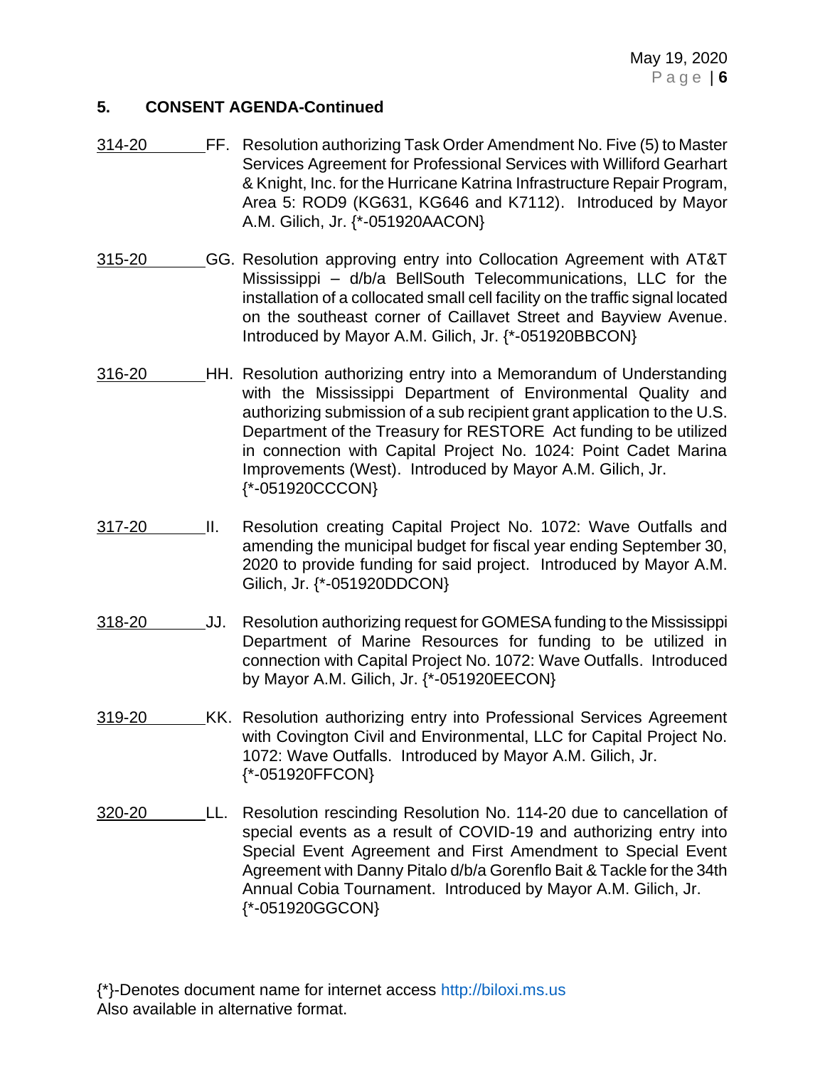## 5. CONSENT AGENDA-Continued

314-20 FF. Resolution authorizing Task Order Amendment No. Five (5) to Master Services Agreement for Professional Services with Williford Gearhart & Knight, Inc. for the Hurricane Katrina Infrastructure Repair Program, Area 5: ROD9 (KG631, KG646 and K7112). Introduced by Mayor A.M. Gilich, Jr. {*-051920AACON}

315-20 GG. Resolution approving entry into Collocation Agreement with AT&T Mississippi – d/b/a BellSouth Telecommunications, LLC for the installation of a collocated small cell facility on the traffic signal located on the southeast corner of Caillavet Street and Bayview Avenue. Introduced by Mayor A.M. Gilich, Jr. {*-051920BBCON}

316-20 HH. Resolution authorizing entry into a Memorandum of Understanding with the Mississippi Department of Environmental Quality and authorizing submission of a sub recipient grant application to the U.S. Department of the Treasury for RESTORE Act funding to be utilized in connection with Capital Project No. 1024: Point Cadet Marina Improvements (West). Introduced by Mayor A.M. Gilich, Jr. {*-051920CCCON}

317-20 II. Resolution creating Capital Project No. 1072: Wave Outfalls and amending the municipal budget for fiscal year ending September 30, 2020 to provide funding for said project. Introduced by Mayor A.M. Gilich, Jr. {*-051920DDCON}

318-20 JJ. Resolution authorizing request for GOMESA funding to the Mississippi Department of Marine Resources for funding to be utilized in connection with Capital Project No. 1072: Wave Outfalls. Introduced by Mayor A.M. Gilich, Jr. {*-051920EECON}

319-20 KK. Resolution authorizing entry into Professional Services Agreement with Covington Civil and Environmental, LLC for Capital Project No. 1072: Wave Outfalls. Introduced by Mayor A.M. Gilich, Jr. {*-051920FFCON}

320-20 LL. Resolution rescinding Resolution No. 114-20 due to cancellation of special events as a result of COVID-19 and authorizing entry into Special Event Agreement and First Amendment to Special Event Agreement with Danny Pitalo d/b/a Gorenflo Bait & Tackle for the 34th Annual Cobia Tournament. Introduced by Mayor A.M. Gilich, Jr. {*-051920GGCON}

{*}-Denotes document name for internet access http://biloxi.ms.us
Also available in alternative format.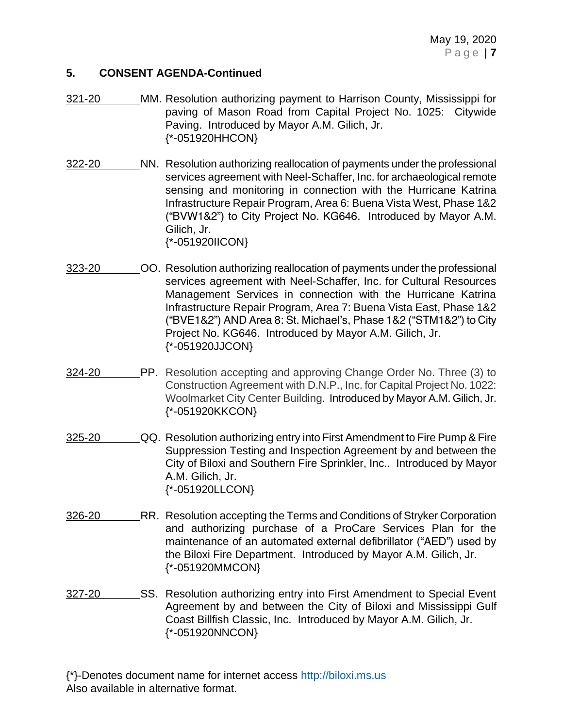## 5. CONSENT AGENDA-Continued

321-20 MM. Resolution authorizing payment to Harrison County, Mississippi for paving of Mason Road from Capital Project No. 1025: Citywide Paving. Introduced by Mayor A.M. Gilich, Jr.
{*-051920HHCON}

322-20 NN. Resolution authorizing reallocation of payments under the professional services agreement with Neel-Schaffer, Inc. for archaeological remote sensing and monitoring in connection with the Hurricane Katrina Infrastructure Repair Program, Area 6: Buena Vista West, Phase 1&2 ("BVW1&2") to City Project No. KG646. Introduced by Mayor A.M. Gilich, Jr.
{*-051920IICON}

323-20 OO. Resolution authorizing reallocation of payments under the professional services agreement with Neel-Schaffer, Inc. for Cultural Resources Management Services in connection with the Hurricane Katrina Infrastructure Repair Program, Area 7: Buena Vista East, Phase 1&2 ("BVE1&2") AND Area 8: St. Michael's, Phase 1&2 ("STM1&2") to City Project No. KG646. Introduced by Mayor A.M. Gilich, Jr.
{*-051920JJCON}

324-20 PP. Resolution accepting and approving Change Order No. Three (3) to Construction Agreement with D.N.P., Inc. for Capital Project No. 1022: Woolmarket City Center Building. Introduced by Mayor A.M. Gilich, Jr.
{*-051920KKCON}

325-20 QQ. Resolution authorizing entry into First Amendment to Fire Pump & Fire Suppression Testing and Inspection Agreement by and between the City of Biloxi and Southern Fire Sprinkler, Inc.. Introduced by Mayor A.M. Gilich, Jr.
{*-051920LLCON}

326-20 RR. Resolution accepting the Terms and Conditions of Stryker Corporation and authorizing purchase of a ProCare Services Plan for the maintenance of an automated external defibrillator ("AED") used by the Biloxi Fire Department. Introduced by Mayor A.M. Gilich, Jr.
{*-051920MMCON}

327-20 SS. Resolution authorizing entry into First Amendment to Special Event Agreement by and between the City of Biloxi and Mississippi Gulf Coast Billfish Classic, Inc. Introduced by Mayor A.M. Gilich, Jr.
{*-051920NNCON}

{*}-Denotes document name for internet access http://biloxi.ms.us
Also available in alternative format.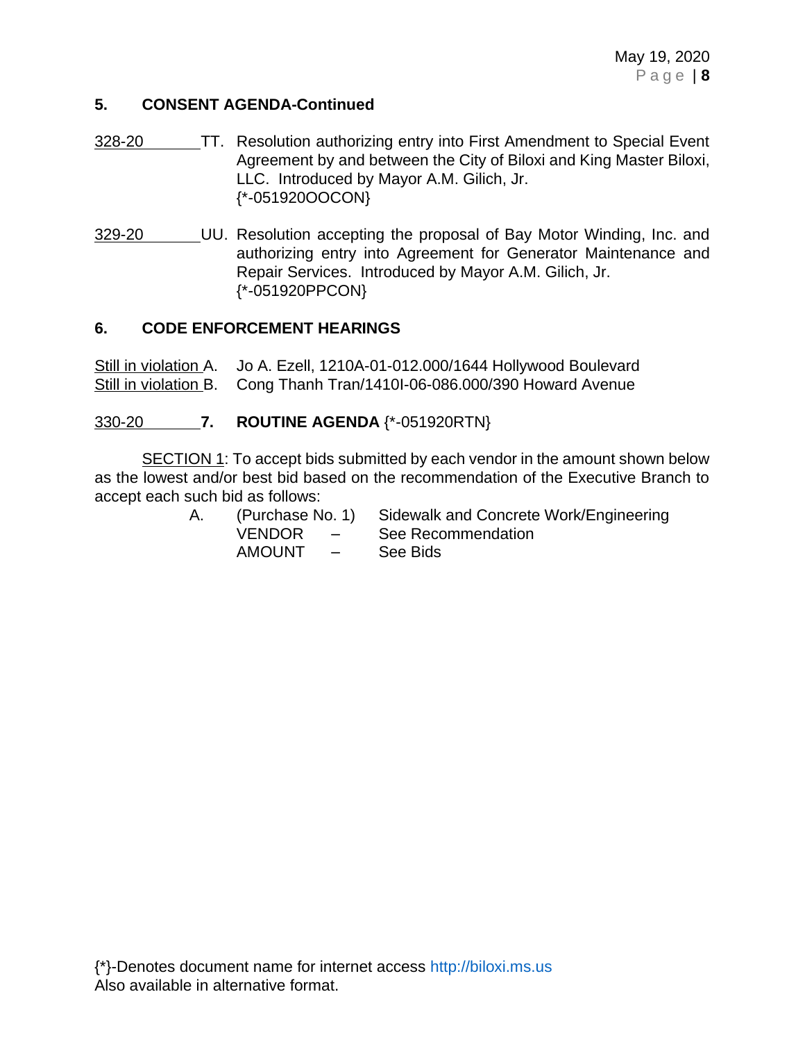**5. CONSENT AGENDA-Continued**

328-20 TT. Resolution authorizing entry into First Amendment to Special Event Agreement by and between the City of Biloxi and King Master Biloxi, LLC. Introduced by Mayor A.M. Gilich, Jr. {*-051920OOCON}

329-20 UU. Resolution accepting the proposal of Bay Motor Winding, Inc. and authorizing entry into Agreement for Generator Maintenance and Repair Services. Introduced by Mayor A.M. Gilich, Jr. {*-051920PPCON}

**6. CODE ENFORCEMENT HEARINGS**

Still in violation A. Jo A. Ezell, 1210A-01-012.000/1644 Hollywood Boulevard
Still in violation B. Cong Thanh Tran/1410I-06-086.000/390 Howard Avenue

330-20 **7. ROUTINE AGENDA** {*-051920RTN}

SECTION 1: To accept bids submitted by each vendor in the amount shown below as the lowest and/or best bid based on the recommendation of the Executive Branch to accept each such bid as follows:

A. (Purchase No. 1) Sidewalk and Concrete Work/Engineering
VENDOR – See Recommendation
AMOUNT – See Bids

{*}-Denotes document name for internet access http://biloxi.ms.us
Also available in alternative format.